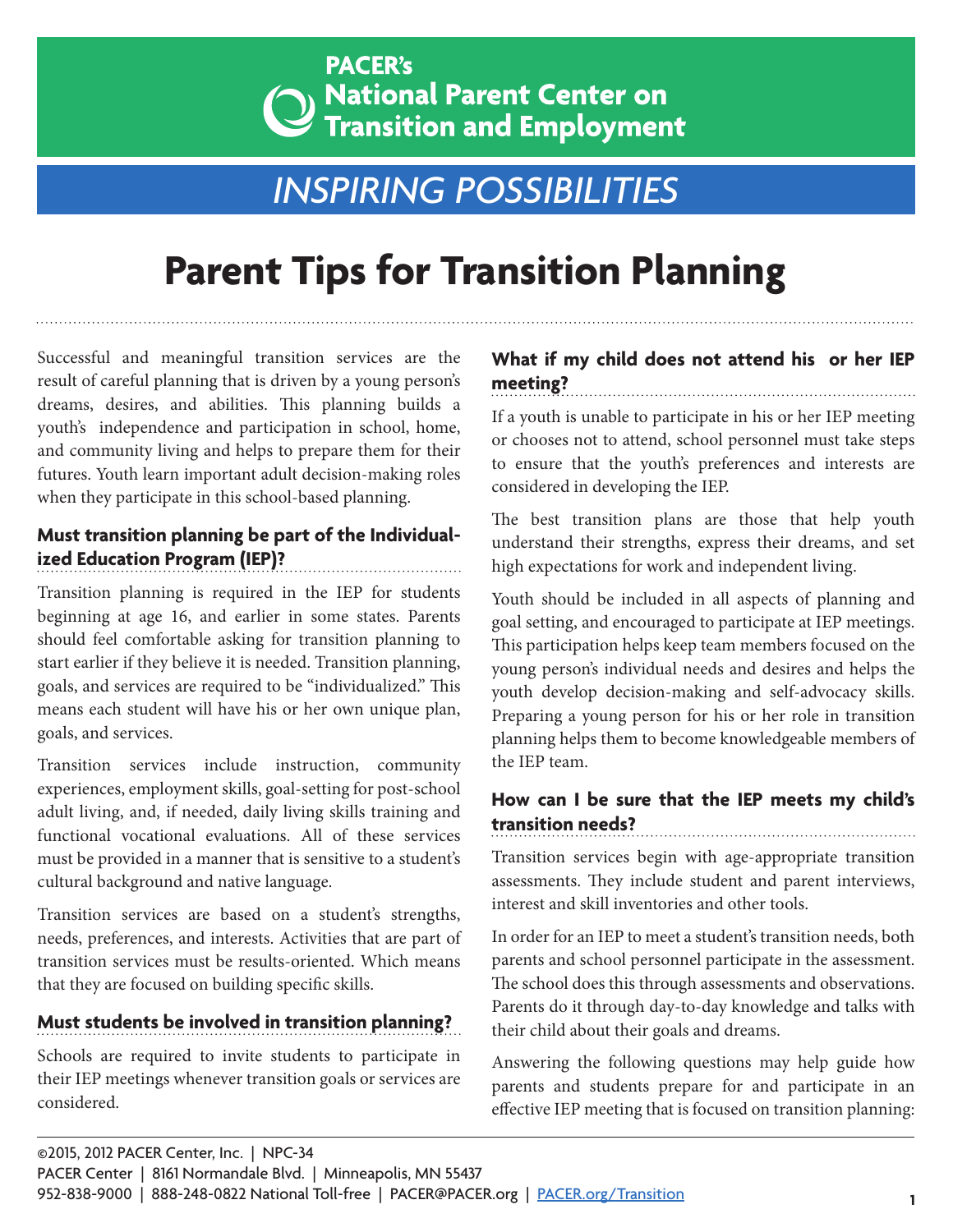PACER's National Parent Center on Transition and Employment

## INSPIRING POSSIBILITIES

# Parent Tips for Transition Planning

Successful and meaningful transition services are the result of careful planning that is driven by a young person's dreams, desires, and abilities. This planning builds a youth's independence and participation in school, home, and community living and helps to prepare them for their futures. Youth learn important adult decision-making roles when they participate in this school-based planning.

### Must transition planning be part of the Individualized Education Program (IEP)?

Transition planning is required in the IEP for students beginning at age 16, and earlier in some states. Parents should feel comfortable asking for transition planning to start earlier if they believe it is needed. Transition planning, goals, and services are required to be "individualized." This means each student will have his or her own unique plan, goals, and services.

Transition services include instruction, community experiences, employment skills, goal-setting for post-school adult living, and, if needed, daily living skills training and functional vocational evaluations. All of these services must be provided in a manner that is sensitive to a student's cultural background and native language.

Transition services are based on a student's strengths, needs, preferences, and interests. Activities that are part of transition services must be results-oriented. Which means that they are focused on building specific skills.

### Must students be involved in transition planning?

Schools are required to invite students to participate in their IEP meetings whenever transition goals or services are considered.

### What if my child does not attend his or her IEP meeting?

If a youth is unable to participate in his or her IEP meeting or chooses not to attend, school personnel must take steps to ensure that the youth's preferences and interests are considered in developing the IEP.

The best transition plans are those that help youth understand their strengths, express their dreams, and set high expectations for work and independent living.

Youth should be included in all aspects of planning and goal setting, and encouraged to participate at IEP meetings. This participation helps keep team members focused on the young person's individual needs and desires and helps the youth develop decision-making and self-advocacy skills. Preparing a young person for his or her role in transition planning helps them to become knowledgeable members of the IEP team.

### How can I be sure that the IEP meets my child's transition needs?

Transition services begin with age-appropriate transition assessments. They include student and parent interviews, interest and skill inventories and other tools.

In order for an IEP to meet a student's transition needs, both parents and school personnel participate in the assessment. The school does this through assessments and observations. Parents do it through day-to-day knowledge and talks with their child about their goals and dreams.

Answering the following questions may help guide how parents and students prepare for and participate in an effective IEP meeting that is focused on transition planning:

©2015, 2012 PACER Center, Inc. | NPC-34
PACER Center | 8161 Normandale Blvd. | Minneapolis, MN 55437
952-838-9000 | 888-248-0822 National Toll-free | PACER@PACER.org | PACER.org/Transition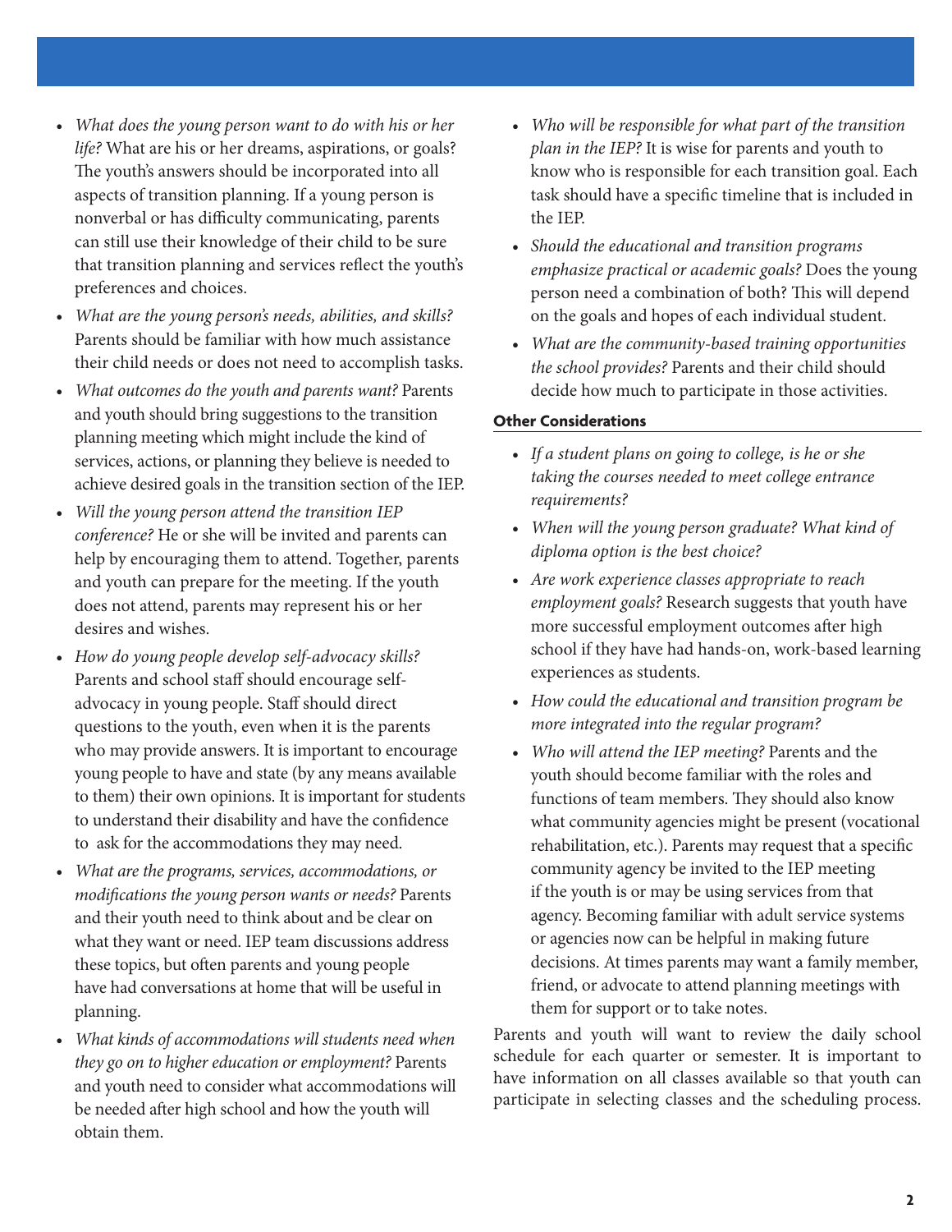- *What does the young person want to do with his or her life?* What are his or her dreams, aspirations, or goals? The youth's answers should be incorporated into all aspects of transition planning. If a young person is nonverbal or has difficulty communicating, parents can still use their knowledge of their child to be sure that transition planning and services reflect the youth's preferences and choices.
- *What are the young person's needs, abilities, and skills?* Parents should be familiar with how much assistance their child needs or does not need to accomplish tasks.
- *What outcomes do the youth and parents want?* Parents and youth should bring suggestions to the transition planning meeting which might include the kind of services, actions, or planning they believe is needed to achieve desired goals in the transition section of the IEP.
- *Will the young person attend the transition IEP conference?* He or she will be invited and parents can help by encouraging them to attend. Together, parents and youth can prepare for the meeting. If the youth does not attend, parents may represent his or her desires and wishes.
- *How do young people develop self-advocacy skills?* Parents and school staff should encourage self-advocacy in young people. Staff should direct questions to the youth, even when it is the parents who may provide answers. It is important to encourage young people to have and state (by any means available to them) their own opinions. It is important for students to understand their disability and have the confidence to ask for the accommodations they may need.
- *What are the programs, services, accommodations, or modifications the young person wants or needs?* Parents and their youth need to think about and be clear on what they want or need. IEP team discussions address these topics, but often parents and young people have had conversations at home that will be useful in planning.
- *What kinds of accommodations will students need when they go on to higher education or employment?* Parents and youth need to consider what accommodations will be needed after high school and how the youth will obtain them.
- *Who will be responsible for what part of the transition plan in the IEP?* It is wise for parents and youth to know who is responsible for each transition goal. Each task should have a specific timeline that is included in the IEP.
- *Should the educational and transition programs emphasize practical or academic goals?* Does the young person need a combination of both? This will depend on the goals and hopes of each individual student.
- *What are the community-based training opportunities the school provides?* Parents and their child should decide how much to participate in those activities.

**Other Considerations**

- *If a student plans on going to college, is he or she taking the courses needed to meet college entrance requirements?*
- *When will the young person graduate? What kind of diploma option is the best choice?*
- *Are work experience classes appropriate to reach employment goals?* Research suggests that youth have more successful employment outcomes after high school if they have had hands-on, work-based learning experiences as students.
- *How could the educational and transition program be more integrated into the regular program?*
- *Who will attend the IEP meeting?* Parents and the youth should become familiar with the roles and functions of team members. They should also know what community agencies might be present (vocational rehabilitation, etc.). Parents may request that a specific community agency be invited to the IEP meeting if the youth is or may be using services from that agency. Becoming familiar with adult service systems or agencies now can be helpful in making future decisions. At times parents may want a family member, friend, or advocate to attend planning meetings with them for support or to take notes.

Parents and youth will want to review the daily school schedule for each quarter or semester. It is important to have information on all classes available so that youth can participate in selecting classes and the scheduling process.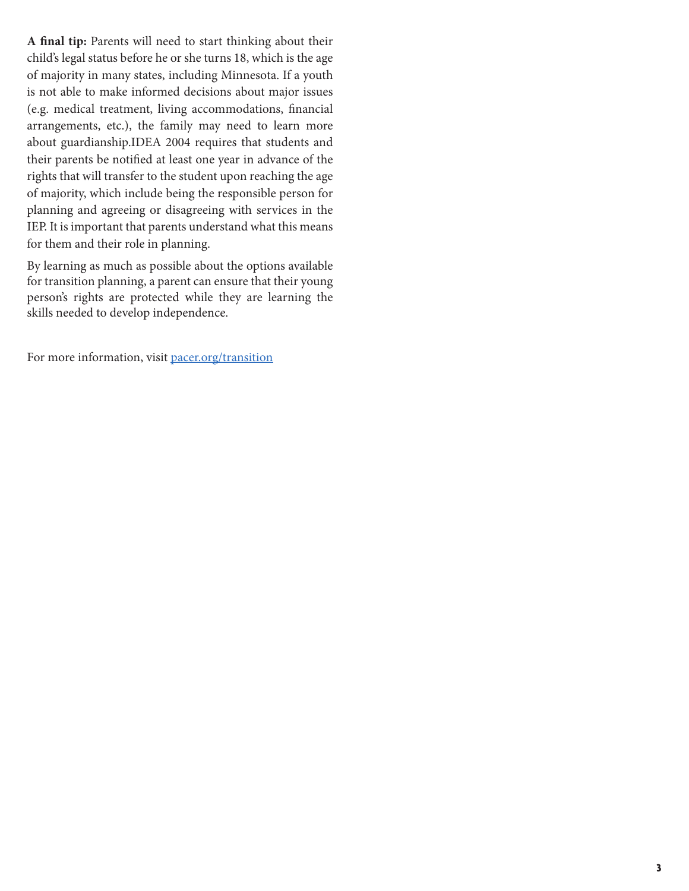**A final tip:** Parents will need to start thinking about their child's legal status before he or she turns 18, which is the age of majority in many states, including Minnesota. If a youth is not able to make informed decisions about major issues (e.g. medical treatment, living accommodations, financial arrangements, etc.), the family may need to learn more about guardianship.IDEA 2004 requires that students and their parents be notified at least one year in advance of the rights that will transfer to the student upon reaching the age of majority, which include being the responsible person for planning and agreeing or disagreeing with services in the IEP. It is important that parents understand what this means for them and their role in planning.

By learning as much as possible about the options available for transition planning, a parent can ensure that their young person's rights are protected while they are learning the skills needed to develop independence.

For more information, visit [pacer.org/transition](http://pacer.org/transition)